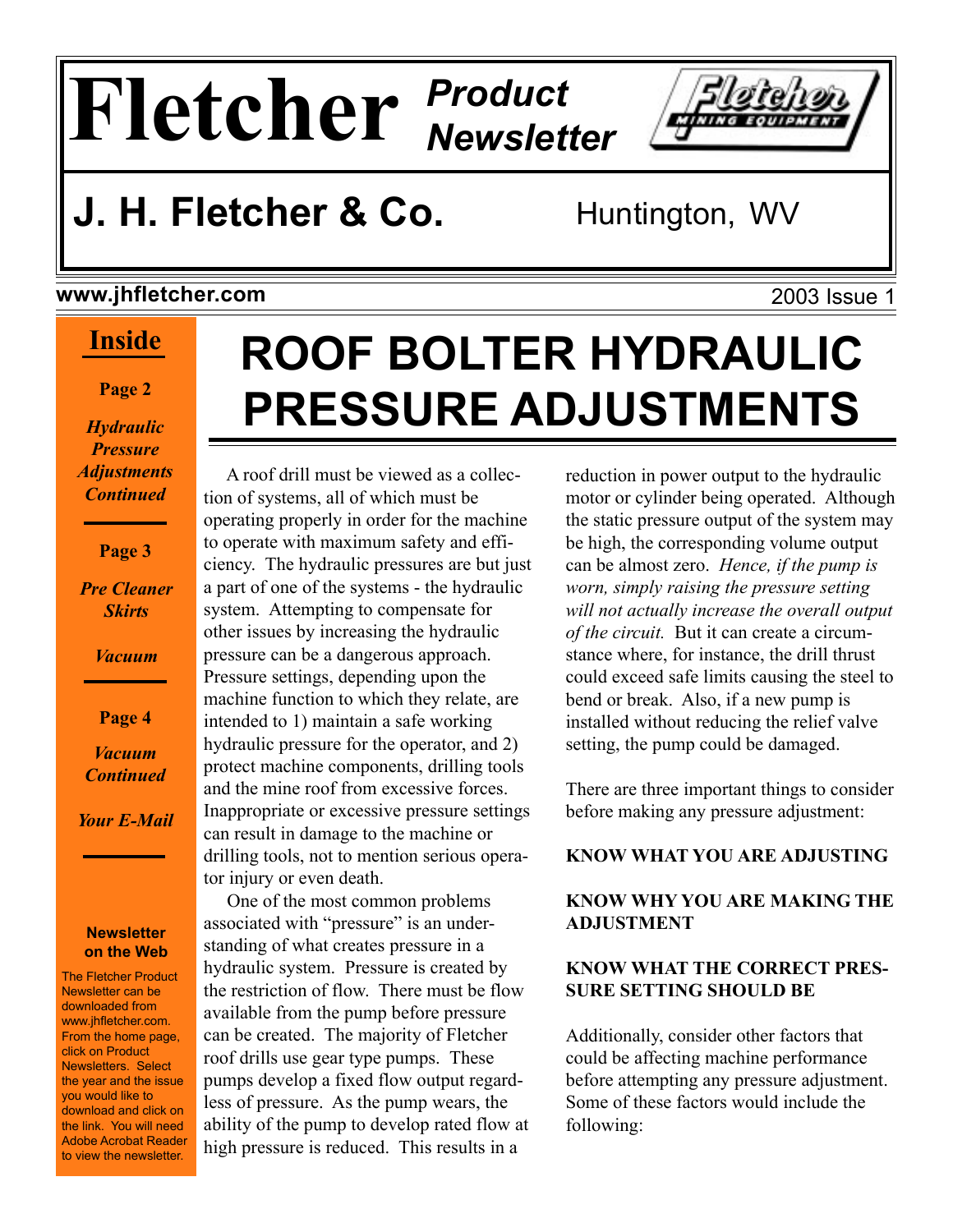# Fletcher *Product Newsletter*

## J. H. Fletcher & Co.

Huntington, WV

**www.jhfletcher.com**

2003 Issue 1

**Inside**

**Page 2**

***Hydraulic Pressure Adjustments Continued***

**Page 3**

***Pre Cleaner Skirts***

***Vacuum***

**Page 4**

***Vacuum Continued***

***Your E-Mail***

**Newsletter on the Web**

The Fletcher Product Newsletter can be downloaded from www.jhfletcher.com. From the home page, click on Product Newsletters. Select the year and the issue you would like to download and click on the link. You will need Adobe Acrobat Reader to view the newsletter.

# ROOF BOLTER HYDRAULIC PRESSURE ADJUSTMENTS

A roof drill must be viewed as a collection of systems, all of which must be operating properly in order for the machine to operate with maximum safety and efficiency. The hydraulic pressures are but just a part of one of the systems - the hydraulic system. Attempting to compensate for other issues by increasing the hydraulic pressure can be a dangerous approach. Pressure settings, depending upon the machine function to which they relate, are intended to 1) maintain a safe working hydraulic pressure for the operator, and 2) protect machine components, drilling tools and the mine roof from excessive forces. Inappropriate or excessive pressure settings can result in damage to the machine or drilling tools, not to mention serious operator injury or even death.

One of the most common problems associated with "pressure" is an understanding of what creates pressure in a hydraulic system. Pressure is created by the restriction of flow. There must be flow available from the pump before pressure can be created. The majority of Fletcher roof drills use gear type pumps. These pumps develop a fixed flow output regardless of pressure. As the pump wears, the ability of the pump to develop rated flow at high pressure is reduced. This results in a reduction in power output to the hydraulic motor or cylinder being operated. Although the static pressure output of the system may be high, the corresponding volume output can be almost zero. *Hence, if the pump is worn, simply raising the pressure setting will not actually increase the overall output of the circuit.* But it can create a circumstance where, for instance, the drill thrust could exceed safe limits causing the steel to bend or break. Also, if a new pump is installed without reducing the relief valve setting, the pump could be damaged.

There are three important things to consider before making any pressure adjustment:

**KNOW WHAT YOU ARE ADJUSTING**

**KNOW WHY YOU ARE MAKING THE ADJUSTMENT**

**KNOW WHAT THE CORRECT PRESSURE SETTING SHOULD BE**

Additionally, consider other factors that could be affecting machine performance before attempting any pressure adjustment. Some of these factors would include the following: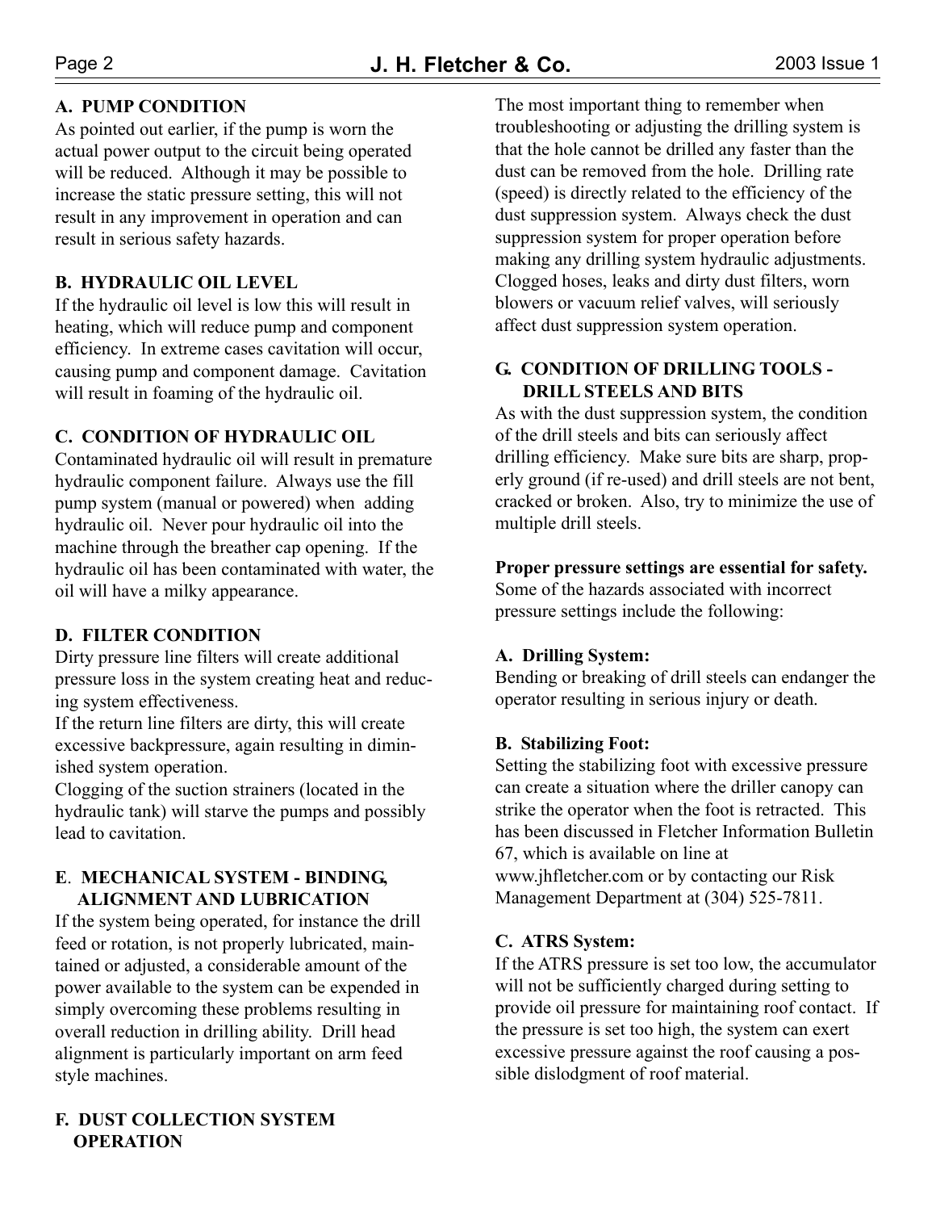### A. PUMP CONDITION

As pointed out earlier, if the pump is worn the actual power output to the circuit being operated will be reduced. Although it may be possible to increase the static pressure setting, this will not result in any improvement in operation and can result in serious safety hazards.

### B. HYDRAULIC OIL LEVEL

If the hydraulic oil level is low this will result in heating, which will reduce pump and component efficiency. In extreme cases cavitation will occur, causing pump and component damage. Cavitation will result in foaming of the hydraulic oil.

### C. CONDITION OF HYDRAULIC OIL

Contaminated hydraulic oil will result in premature hydraulic component failure. Always use the fill pump system (manual or powered) when adding hydraulic oil. Never pour hydraulic oil into the machine through the breather cap opening. If the hydraulic oil has been contaminated with water, the oil will have a milky appearance.

### D. FILTER CONDITION

Dirty pressure line filters will create additional pressure loss in the system creating heat and reducing system effectiveness.

If the return line filters are dirty, this will create excessive backpressure, again resulting in diminished system operation.

Clogging of the suction strainers (located in the hydraulic tank) will starve the pumps and possibly lead to cavitation.

### E. MECHANICAL SYSTEM - BINDING, ALIGNMENT AND LUBRICATION

If the system being operated, for instance the drill feed or rotation, is not properly lubricated, maintained or adjusted, a considerable amount of the power available to the system can be expended in simply overcoming these problems resulting in overall reduction in drilling ability. Drill head alignment is particularly important on arm feed style machines.

### F. DUST COLLECTION SYSTEM OPERATION

The most important thing to remember when troubleshooting or adjusting the drilling system is that the hole cannot be drilled any faster than the dust can be removed from the hole. Drilling rate (speed) is directly related to the efficiency of the dust suppression system. Always check the dust suppression system for proper operation before making any drilling system hydraulic adjustments. Clogged hoses, leaks and dirty dust filters, worn blowers or vacuum relief valves, will seriously affect dust suppression system operation.

### G. CONDITION OF DRILLING TOOLS - DRILL STEELS AND BITS

As with the dust suppression system, the condition of the drill steels and bits can seriously affect drilling efficiency. Make sure bits are sharp, properly ground (if re-used) and drill steels are not bent, cracked or broken. Also, try to minimize the use of multiple drill steels.

**Proper pressure settings are essential for safety.** Some of the hazards associated with incorrect pressure settings include the following:

**A. Drilling System:**

Bending or breaking of drill steels can endanger the operator resulting in serious injury or death.

**B. Stabilizing Foot:**

Setting the stabilizing foot with excessive pressure can create a situation where the driller canopy can strike the operator when the foot is retracted. This has been discussed in Fletcher Information Bulletin 67, which is available on line at www.jhfletcher.com or by contacting our Risk Management Department at (304) 525-7811.

**C. ATRS System:**

If the ATRS pressure is set too low, the accumulator will not be sufficiently charged during setting to provide oil pressure for maintaining roof contact. If the pressure is set too high, the system can exert excessive pressure against the roof causing a possible dislodgment of roof material.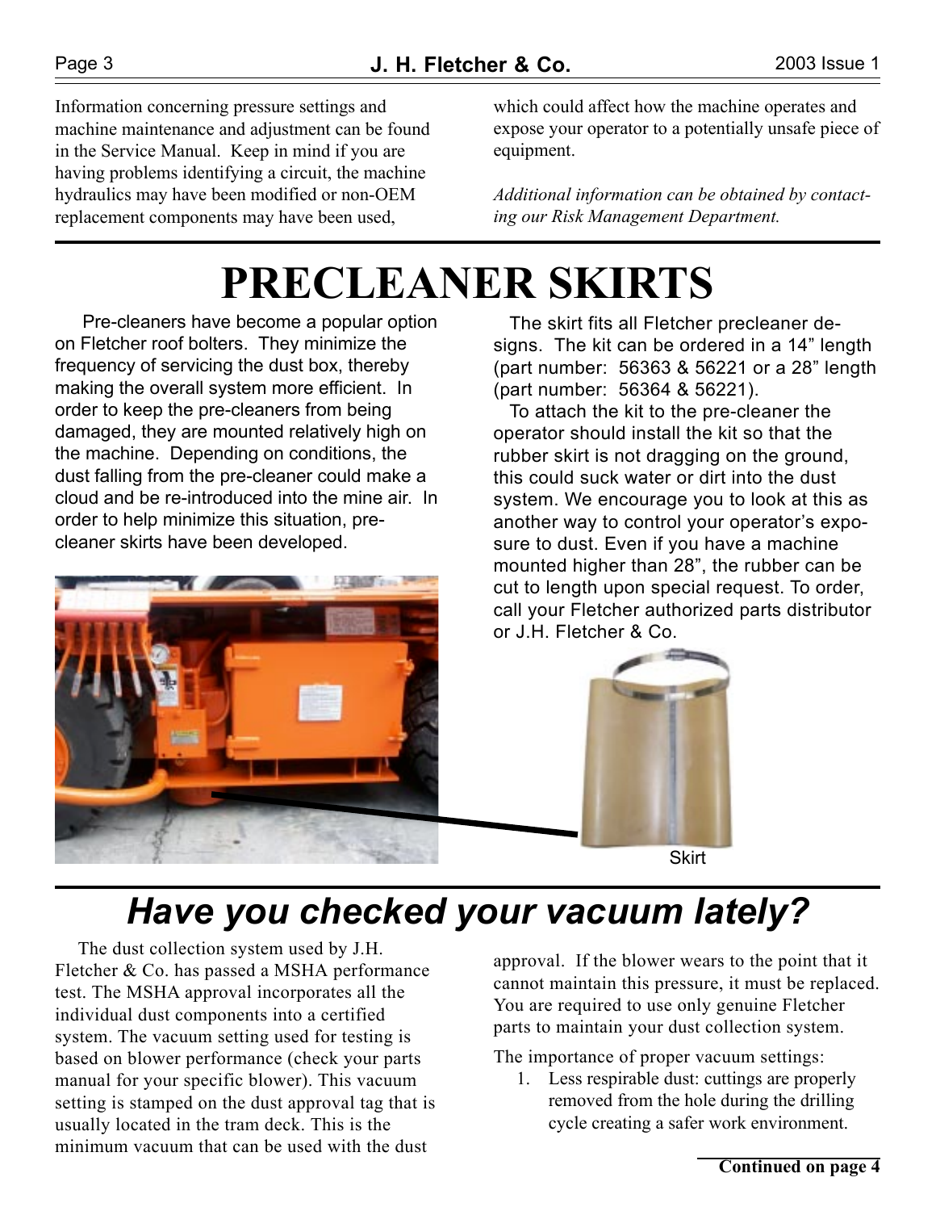Information concerning pressure settings and machine maintenance and adjustment can be found in the Service Manual. Keep in mind if you are having problems identifying a circuit, the machine hydraulics may have been modified or non-OEM replacement components may have been used, which could affect how the machine operates and expose your operator to a potentially unsafe piece of equipment.

*Additional information can be obtained by contacting our Risk Management Department.*

# PRECLEANER SKIRTS

Pre-cleaners have become a popular option on Fletcher roof bolters. They minimize the frequency of servicing the dust box, thereby making the overall system more efficient. In order to keep the pre-cleaners from being damaged, they are mounted relatively high on the machine. Depending on conditions, the dust falling from the pre-cleaner could make a cloud and be re-introduced into the mine air. In order to help minimize this situation, pre-cleaner skirts have been developed.

The skirt fits all Fletcher precleaner designs. The kit can be ordered in a 14" length (part number: 56363 & 56221 or a 28" length (part number: 56364 & 56221).

To attach the kit to the pre-cleaner the operator should install the kit so that the rubber skirt is not dragging on the ground, this could suck water or dirt into the dust system. We encourage you to look at this as another way to control your operator's exposure to dust. Even if you have a machine mounted higher than 28", the rubber can be cut to length upon special request. To order, call your Fletcher authorized parts distributor or J.H. Fletcher & Co.

Skirt

## *Have you checked your vacuum lately?*

The dust collection system used by J.H. Fletcher & Co. has passed a MSHA performance test. The MSHA approval incorporates all the individual dust components into a certified system. The vacuum setting used for testing is based on blower performance (check your parts manual for your specific blower). This vacuum setting is stamped on the dust approval tag that is usually located in the tram deck. This is the minimum vacuum that can be used with the dust approval. If the blower wears to the point that it cannot maintain this pressure, it must be replaced. You are required to use only genuine Fletcher parts to maintain your dust collection system.

The importance of proper vacuum settings:

1. Less respirable dust: cuttings are properly removed from the hole during the drilling cycle creating a safer work environment.

**Continued on page 4**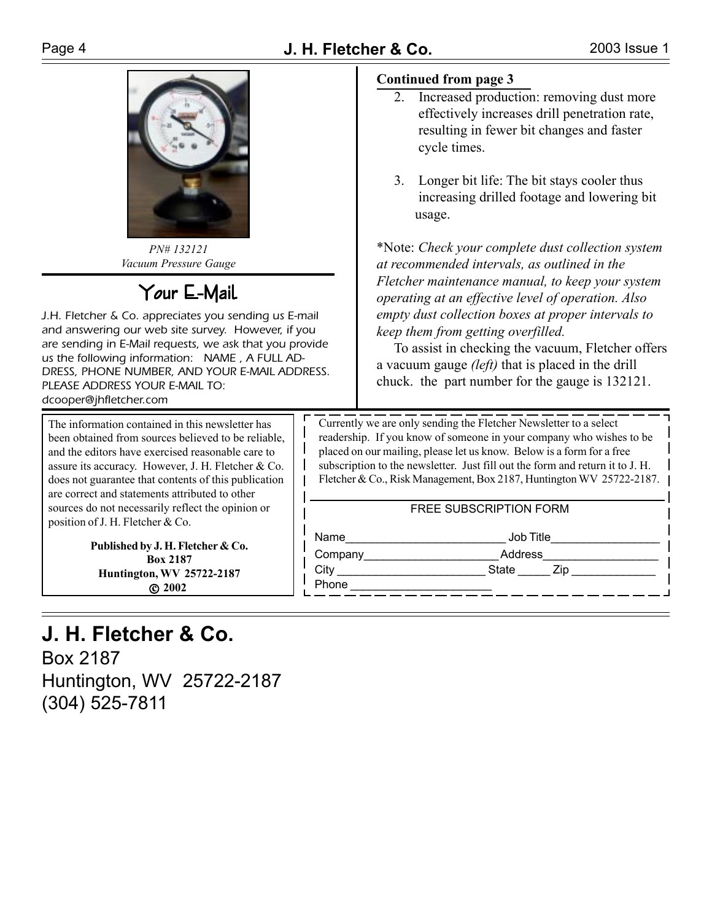PN# 132121
*Vacuum Pressure Gauge*

## Your E-Mail

J.H. Fletcher & Co. appreciates you sending us E-mail and answering our web site survey. However, if you are sending in E-Mail requests, we ask that you provide us the following information: NAME , A FULL ADDRESS, PHONE NUMBER, AND YOUR E-MAIL ADDRESS. PLEASE ADDRESS YOUR E-MAIL TO: dcooper@jhfletcher.com

**Continued from page 3**

2. Increased production: removing dust more effectively increases drill penetration rate, resulting in fewer bit changes and faster cycle times.

3. Longer bit life: The bit stays cooler thus increasing drilled footage and lowering bit usage.

*Note: *Check your complete dust collection system at recommended intervals, as outlined in the Fletcher maintenance manual, to keep your system operating at an effective level of operation. Also empty dust collection boxes at proper intervals to keep them from getting overfilled.*

To assist in checking the vacuum, Fletcher offers a vacuum gauge *(left)* that is placed in the drill chuck. the part number for the gauge is 132121.

The information contained in this newsletter has been obtained from sources believed to be reliable, and the editors have exercised reasonable care to assure its accuracy. However, J. H. Fletcher & Co. does not guarantee that contents of this publication are correct and statements attributed to other sources do not necessarily reflect the opinion or position of J. H. Fletcher & Co.

**Published by J. H. Fletcher & Co.**
**Box 2187**
**Huntington, WV 25722-2187**
**© 2002**

Currently we are only sending the Fletcher Newsletter to a select readership. If you know of someone in your company who wishes to be placed on our mailing, please let us know. Below is a form for a free subscription to the newsletter. Just fill out the form and return it to J. H. Fletcher & Co., Risk Management, Box 2187, Huntington WV 25722-2187.

FREE SUBSCRIPTION FORM

Name_________________________ Job Title_________________

Company_____________________Address__________________

City _______________________ State _____ Zip _____________

Phone ______________________

# J. H. Fletcher & Co.

Box 2187
Huntington, WV 25722-2187
(304) 525-7811